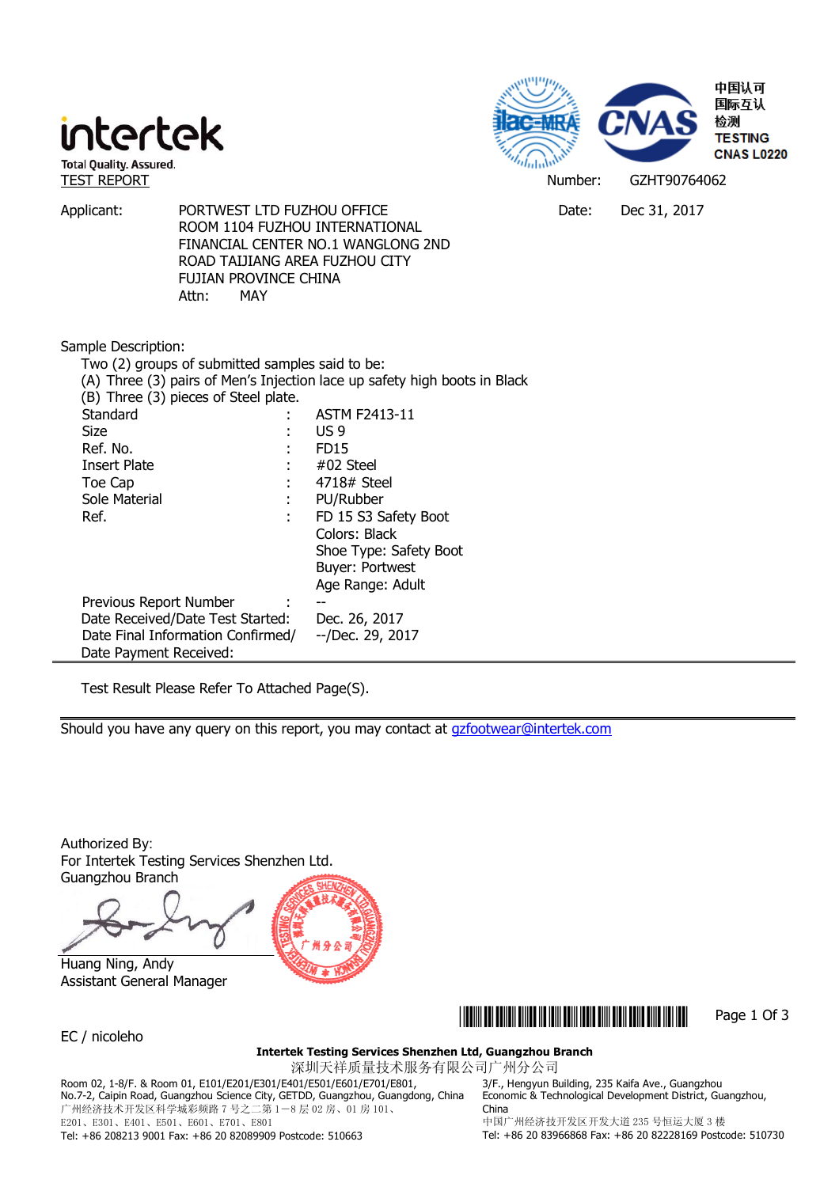intertek

Total Quality. Assured.

中国认可
国际互认
检测
TESTING
CNAS L0220

TEST REPORT

Number: GZHT90764062

Applicant: PORTWEST LTD FUZHOU OFFICE
ROOM 1104 FUZHOU INTERNATIONAL
FINANCIAL CENTER NO.1 WANGLONG 2ND
ROAD TAIJIANG AREA FUZHOU CITY
FUJIAN PROVINCE CHINA
Attn: MAY

Date: Dec 31, 2017

Sample Description:

Two (2) groups of submitted samples said to be:
(A) Three (3) pairs of Men's Injection lace up safety high boots in Black
(B) Three (3) pieces of Steel plate.

| | | |
|---|---|---|
| Standard | : | ASTM F2413-11 |
| Size | : | US 9 |
| Ref. No. | : | FD15 |
| Insert Plate | : | #02 Steel |
| Toe Cap | : | 4718# Steel |
| Sole Material | : | PU/Rubber |
| Ref. | : | FD 15 S3 Safety Boot<br>Colors: Black<br>Shoe Type: Safety Boot<br>Buyer: Portwest<br>Age Range: Adult |
| Previous Report Number | : | -- |
| Date Received/Date Test Started: | | Dec. 26, 2017 |
| Date Final Information Confirmed/<br>Date Payment Received: | | --/Dec. 29, 2017 |

Test Result Please Refer To Attached Page(S).

Should you have any query on this report, you may contact at gzfootwear@intertek.com

Authorized By:
For Intertek Testing Services Shenzhen Ltd.
Guangzhou Branch

Huang Ning, Andy
Assistant General Manager

EC / nicoleho

**Intertek Testing Services Shenzhen Ltd, Guangzhou Branch**
深圳天祥质量技术服务有限公司广州分公司

Room 02, 1-8/F. & Room 01, E101/E201/E301/E401/E501/E601/E701/E801, No.7-2, Caipin Road, Guangzhou Science City, GETDD, Guangzhou, Guangdong, China
广州经济技术开发区科学城彩频路7号之二第1—8层02房、01房101、E201、E301、E401、E501、E601、E701、E801
Tel: +86 208213 9001 Fax: +86 20 82089909 Postcode: 510663

3/F., Hengyun Building, 235 Kaifa Ave., Guangzhou Economic & Technological Development District, Guangzhou, China
中国广州经济技开发区开发大道235号恒运大厦3楼
Tel: +86 20 83966868 Fax: +86 20 82228169 Postcode: 510730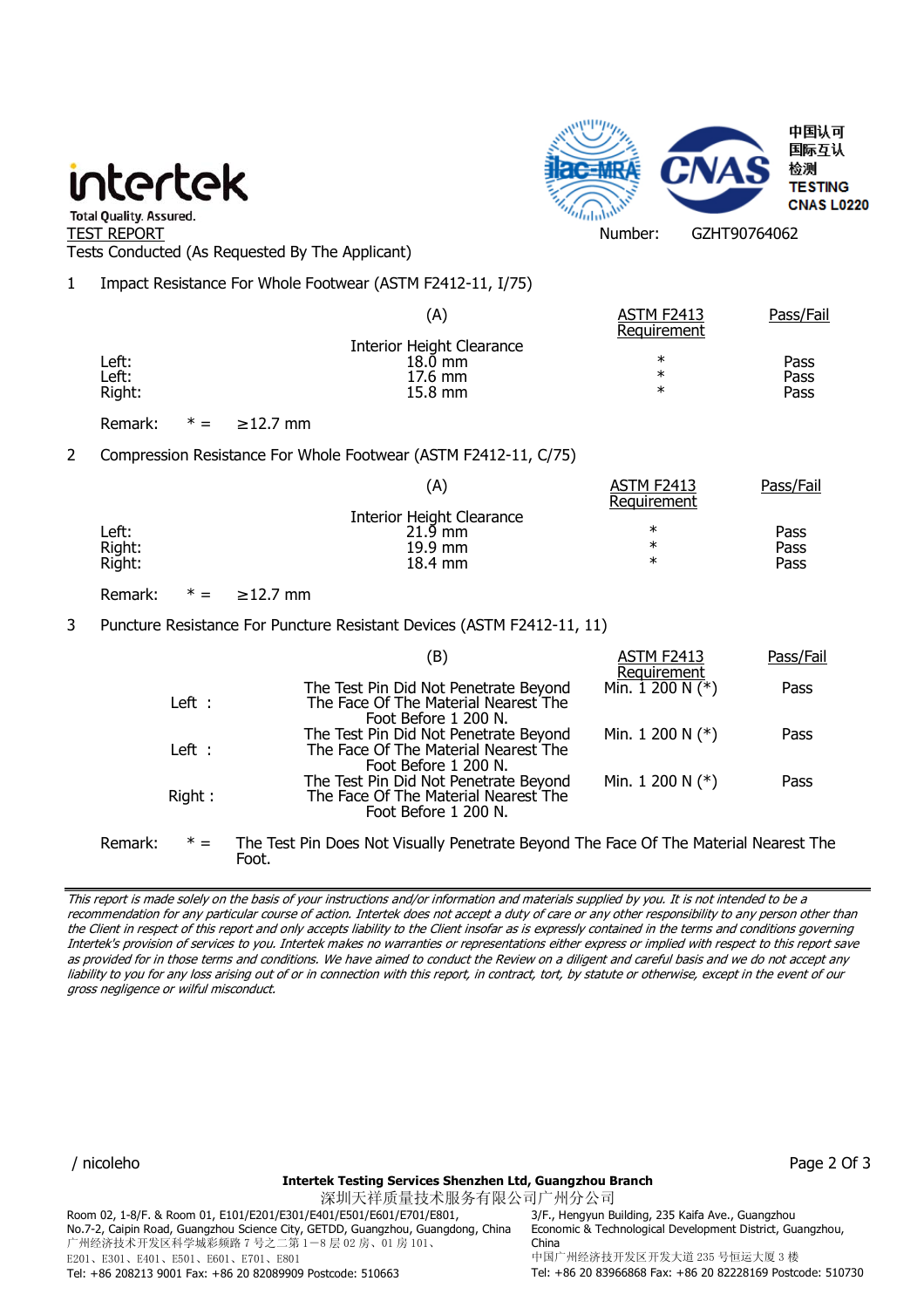intertek
Total Quality. Assured.

中国认可
国际互认
检测
TESTING
CNAS L0220

TEST REPORT

Number: GZHT90764062

Tests Conducted (As Requested By The Applicant)

1 Impact Resistance For Whole Footwear (ASTM F2412-11, I/75)

| | (A) Interior Height Clearance | ASTM F2413 Requirement | Pass/Fail |
|---|---|---|---|
| Left: | 18.0 mm | * | Pass |
| Left: | 17.6 mm | * | Pass |
| Right: | 15.8 mm | * | Pass |

Remark: * = ≥12.7 mm

2 Compression Resistance For Whole Footwear (ASTM F2412-11, C/75)

| | (A) Interior Height Clearance | ASTM F2413 Requirement | Pass/Fail |
|---|---|---|---|
| Left: | 21.9 mm | * | Pass |
| Right: | 19.9 mm | * | Pass |
| Right: | 18.4 mm | * | Pass |

Remark: * = ≥12.7 mm

3 Puncture Resistance For Puncture Resistant Devices (ASTM F2412-11, 11)

| | (B) | ASTM F2413 Requirement | Pass/Fail |
|---|---|---|---|
| Left : | The Test Pin Did Not Penetrate Beyond The Face Of The Material Nearest The Foot Before 1 200 N. | Min. 1 200 N (*) | Pass |
| Left : | The Test Pin Did Not Penetrate Beyond The Face Of The Material Nearest The Foot Before 1 200 N. | Min. 1 200 N (*) | Pass |
| Right : | The Test Pin Did Not Penetrate Beyond The Face Of The Material Nearest The Foot Before 1 200 N. | Min. 1 200 N (*) | Pass |

Remark: * = The Test Pin Does Not Visually Penetrate Beyond The Face Of The Material Nearest The Foot.

*This report is made solely on the basis of your instructions and/or information and materials supplied by you. It is not intended to be a recommendation for any particular course of action. Intertek does not accept a duty of care or any other responsibility to any person other than the Client in respect of this report and only accepts liability to the Client insofar as is expressly contained in the terms and conditions governing Intertek's provision of services to you. Intertek makes no warranties or representations either express or implied with respect to this report save as provided for in those terms and conditions. We have aimed to conduct the Review on a diligent and careful basis and we do not accept any liability to you for any loss arising out of or in connection with this report, in contract, tort, by statute or otherwise, except in the event of our gross negligence or wilful misconduct.*

/ nicoleho

**Intertek Testing Services Shenzhen Ltd, Guangzhou Branch**
深圳天祥质量技术服务有限公司广州分公司

Room 02, 1-8/F. & Room 01, E101/E201/E301/E401/E501/E601/E701/E801, No.7-2, Caipin Road, Guangzhou Science City, GETDD, Guangzhou, Guangdong, China
广州经济技术开发区科学城彩频路 7 号之二第 1—8 层 02 房、01 房 101、E201、E301、E401、E501、E601、E701、E801
Tel: +86 208213 9001 Fax: +86 20 82089909 Postcode: 510663

3/F., Hengyun Building, 235 Kaifa Ave., Guangzhou Economic & Technological Development District, Guangzhou, China
中国广州经济技开发区开发大道 235 号恒运大厦 3 楼
Tel: +86 20 83966868 Fax: +86 20 82228169 Postcode: 510730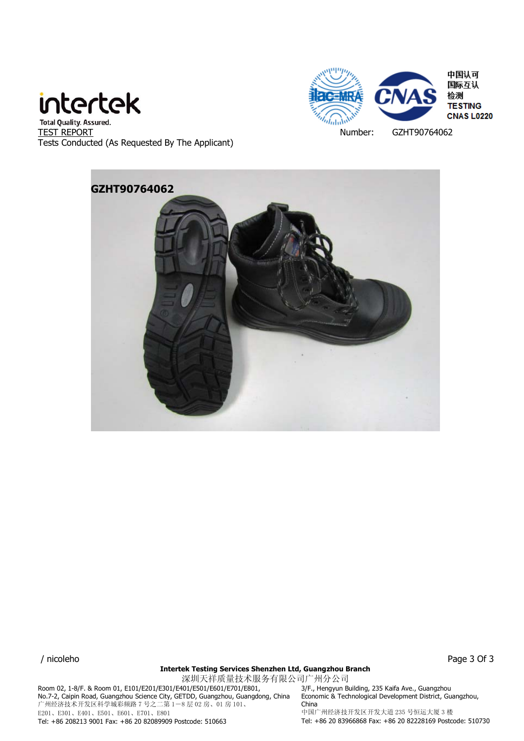TEST REPORT

Tests Conducted (As Requested By The Applicant)

Number: GZHT90764062

GZHT90764062

/ nicoleho

**Intertek Testing Services Shenzhen Ltd, Guangzhou Branch**

深圳天祥质量技术服务有限公司广州分公司

Room 02, 1-8/F. & Room 01, E101/E201/E301/E401/E501/E601/E701/E801, No.7-2, Caipin Road, Guangzhou Science City, GETDD, Guangzhou, Guangdong, China

广州经济技术开发区科学城彩频路 7 号之二第 1—8 层 02 房、01 房 101、E201、E301、E401、E501、E601、E701、E801

Tel: +86 208213 9001 Fax: +86 20 82089909 Postcode: 510663

3/F., Hengyun Building, 235 Kaifa Ave., Guangzhou Economic & Technological Development District, Guangzhou, China

中国广州经济技开发区开发大道 235 号恒运大厦 3 楼

Tel: +86 20 83966868 Fax: +86 20 82228169 Postcode: 510730